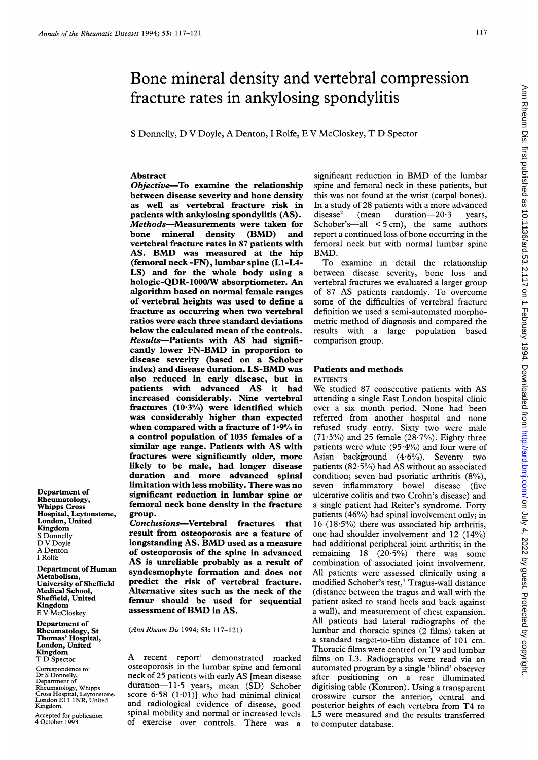# Bone mineral density and vertebral compression fracture rates in ankylosing spondylitis

S Donnelly, D V Doyle, A Denton, I Rolfe, E V McCloskey, T D Spector

## Abstract

**Objective—To examine the relationship between disease severity and bone density as well as vertebral fracture risk in patients with ankylosing spondylitis (AS).**

**Methods—Measurements were taken for bone mineral density (BMD) and vertebral fracture rates in 87 patients with AS. BMD was measured at the hip (femoral neck -FN), lumbar spine (L1-L4-LS) and for the whole body using a hologic-QDR-1000/W absorptiometer. An algorithm based on normal female ranges of vertebral heights was used to define a fracture as occurring when two vertebral ratios were each three standard deviations below the calculated mean of the controls.**

**Results—Patients with AS had significantly lower FN-BMD in proportion to disease severity (based on a Schober index) and disease duration. LS-BMD was also reduced in early disease, but in patients with advanced AS it had increased considerably. Nine vertebral fractures (10·3%) were identified which was considerably higher than expected when compared with a fracture of 1·9% in a control population of 1035 females of a similar age range. Patients with AS with fractures were significantly older, more likely to be male, had longer disease duration and more advanced spinal limitation with less mobility. There was no significant reduction in lumbar spine or femoral neck bone density in the fracture group.**

**Conclusions—Vertebral fractures that result from osteoporosis are a feature of longstanding AS. BMD used as a measure of osteoporosis of the spine in advanced AS is unreliable probably as a result of syndesmophyte formation and does not predict the risk of vertebral fracture. Alternative sites such as the neck of the femur should be used for sequential assessment of BMD in AS.**

(*Ann Rheum Dis* 1994; **53:** 117–121)

**Department of Rheumatology, Whipps Cross Hospital, Leytonstone, London, United Kingdom**
S Donnelly
D V Doyle
A Denton
I Rolfe

**Department of Human Metabolism, University of Sheffield Medical School, Sheffield, United Kingdom**
E V McCloskey

**Department of Rheumatology, St Thomas' Hospital, London, United Kingdom**
T D Spector

Correspondence to:
Dr S Donnelly,
Department of Rheumatology, Whipps Cross Hospital, Leytonstone, London E11 1NR, United Kingdom.

Accepted for publication 4 October 1993

A recent report[1] demonstrated marked osteoporosis in the lumbar spine and femoral neck of 25 patients with early AS [mean disease duration—11·5 years, mean (SD) Schober score 6·58 (1·01)] who had minimal clinical and radiological evidence of disease, good spinal mobility and normal or increased levels of exercise over controls. There was a significant reduction in BMD of the lumbar spine and femoral neck in these patients, but this was not found at the wrist (carpal bones). In a study of 28 patients with a more advanced disease[2] (mean duration—20·3 years, Schober's—all < 5 cm), the same authors report a continued loss of bone occurring in the femoral neck but with normal lumbar spine BMD.

To examine in detail the relationship between disease severity, bone loss and vertebral fractures we evaluated a larger group of 87 AS patients randomly. To overcome some of the difficulties of vertebral fracture definition we used a semi-automated morphometric method of diagnosis and compared the results with a large population based comparison group.

## Patients and methods

### PATIENTS

We studied 87 consecutive patients with AS attending a single East London hospital clinic over a six month period. None had been referred from another hospital and none refused study entry. Sixty two were male (71·3%) and 25 female (28·7%). Eighty three patients were white (95·4%) and four were of Asian background (4·6%). Seventy two patients (82·5%) had AS without an associated condition; seven had psoriatic arthritis (8%), seven inflammatory bowel disease (five ulcerative colitis and two Crohn's disease) and a single patient had Reiter's syndrome. Forty patients (46%) had spinal involvement only; in 16 (18·5%) there was associated hip arthritis, one had shoulder involvement and 12 (14%) had additional peripheral joint arthritis; in the remaining 18 (20·5%) there was some combination of associated joint involvement. All patients were assessed clinically using a modified Schober's test,[3] Tragus-wall distance (distance between the tragus and wall with the patient asked to stand heels and back against a wall), and measurement of chest expansion. All patients had lateral radiographs of the lumbar and thoracic spines (2 films) taken at a standard target-to-film distance of 101 cm. Thoracic films were centred on T9 and lumbar films on L3. Radiographs were read via an automated program by a single 'blind' observer after positioning on a rear illuminated digitising table (Kontron). Using a transparent crosswire cursor the anterior, central and posterior heights of each vertebra from T4 to L5 were measured and the results transferred to computer database.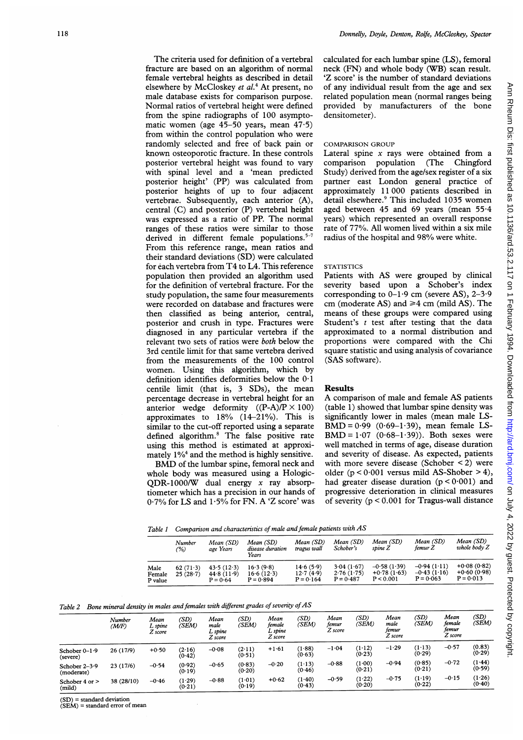The criteria used for definition of a vertebral fracture are based on an algorithm of normal female vertebral heights as described in detail elsewhere by McCloskey *et al*.[4] At present, no male database exists for comparison purpose. Normal ratios of vertebral height were defined from the spine radiographs of 100 asymptomatic women (age 45–50 years, mean 47·5) from within the control population who were randomly selected and free of back pain or known osteoporotic fracture. In these controls posterior vertebral height was found to vary with spinal level and a 'mean predicted posterior height' (PP) was calculated from posterior heights of up to four adjacent vertebrae. Subsequently, each anterior (A), central (C) and posterior (P) vertebral height was expressed as a ratio of PP. The normal ranges of these ratios were similar to those derived in different female populations.[5–7] From this reference range, mean ratios and their standard deviations (SD) were calculated for each vertebra from T4 to L4. This reference population then provided an algorithm used for the definition of vertebral fracture. For the study population, the same four measurements were recorded on database and fractures were then classified as being anterior, central, posterior and crush in type. Fractures were diagnosed in any particular vertebra if the relevant two sets of ratios were *both* below the 3rd centile limit for that same vertebra derived from the measurements of the 100 control women. Using this algorithm, which by definition identifies deformities below the 0·1 centile limit (that is, 3 SDs), the mean percentage decrease in vertebral height for an anterior wedge deformity ($(P-A)/P \times 100$) approximates to 18% (14–21%). This is similar to the cut-off reported using a separate defined algorithm.[8] The false positive rate using this method is estimated at approximately 1%[4] and the method is highly sensitive.

BMD of the lumbar spine, femoral neck and whole body was measured using a Hologic-QDR-1000/W dual energy *x* ray absorptiometer which has a precision in our hands of 0·7% for LS and 1·5% for FN. A 'Z score' was calculated for each lumbar spine (LS), femoral neck (FN) and whole body (WB) scan result. 'Z score' is the number of standard deviations of any individual result from the age and sex related population mean (normal ranges being provided by manufacturers of the bone densitometer).

### COMPARISON GROUP

Lateral spine *x* rays were obtained from a comparison population (The Chingford Study) derived from the age/sex register of a six partner east London general practice of approximately 11 000 patients described in detail elsewhere.[9] This included 1035 women aged between 45 and 69 years (mean 55·4 years) which represented an overall response rate of 77%. All women lived within a six mile radius of the hospital and 98% were white.

### STATISTICS

Patients with AS were grouped by clinical severity based upon a Schober's index corresponding to 0–1·9 cm (severe AS), 2–3·9 cm (moderate AS) and ≥4 cm (mild AS). The means of these groups were compared using Student's *t* test after testing that the data approximated to a normal distribution and proportions were compared with the Chi square statistic and using analysis of covariance (SAS software).

## Results

A comparison of male and female AS patients (table 1) showed that lumbar spine density was significantly lower in males (mean male LS-BMD = 0·99 (0·69–1·39), mean female LS-BMD = 1·07 (0·68–1·39)). Both sexes were well matched in terms of age, disease duration and severity of disease. As expected, patients with more severe disease (Schober < 2) were older ($p < 0.001$ versus mild AS-Shober > 4), had greater disease duration ($p < 0.001$) and progressive deterioration in clinical measures of severity ($p < 0.001$ for Tragus-wall distance

*Table 1 Comparison and characteristics of male and female patients with AS*

| | Number (%) | Mean (SD) age Years | Mean (SD) disease duration Years | Mean (SD) tragus wall | Mean (SD) Schober's | Mean (SD) spine Z | Mean (SD) femur Z | Mean (SD) whole body Z |
|---|---|---|---|---|---|---|---|---|
| Male | 62 (71·3) | 43·5 (12·3) | 16·3 (9·8) | 14·6 (5·9) | 3·04 (1·67) | −0·58 (1·39) | −0·94 (1·11) | +0·08 (0·82) |
| Female | 25 (28·7) | 44·8 (11·9) | 16·6 (12·3) | 12·7 (4·9) | 2·76 (1·75) | +0·78 (1·63) | −0·43 (1·16) | +0·60 (0·98) |
| P value | | P = 0·64 | P = 0·894 | P = 0·164 | P = 0·487 | P < 0.001 | P = 0·063 | P = 0·013 |

*Table 2 Bone mineral density in males and females with different grades of severity of AS*

| | Number (M/F) | Mean L spine Z score | (SD) (SEM) | Mean male L spine Z score | (SD) (SEM) | Mean female L spine Z score | (SD) (SEM) | Mean femur Z score | (SD) (SEM) | Mean male femur Z score | (SD) (SEM) | Mean female femur Z score | (SD) (SEM) |
|---|---|---|---|---|---|---|---|---|---|---|---|---|---|
| Schober 0–1·9 (severe) | 26 (17/9) | +0·50 | (2·16) (0·42) | −0·08 | (2·11) (0·51) | +1·61 | (1·88) (0·63) | −1·04 | (1·12) (0·23) | −1·29 | (1·13) (0·29) | −0·57 | (0.83) (0·29) |
| Schober 2–3·9 (moderate) | 23 (17/6) | −0·54 | (0·92) (0·19) | −0·65 | (0·83) (0·20) | −0·20 | (1·13) (0·46) | −0·88 | (1·00) (0·21) | −0·94 | (0·85) (0·21) | −0·72 | (1·44) (0·59) |
| Schober 4 or > (mild) | 38 (28/10) | −0·46 | (1·29) (0·21) | −0·88 | (1·01) (0·19) | +0·62 | (1·40) (0·43) | −0·59 | (1·22) (0·20) | −0·75 | (1·19) (0·22) | −0·15 | (1·26) (0·40) |

(SD) = standard deviation
(SEM) = standard error of mean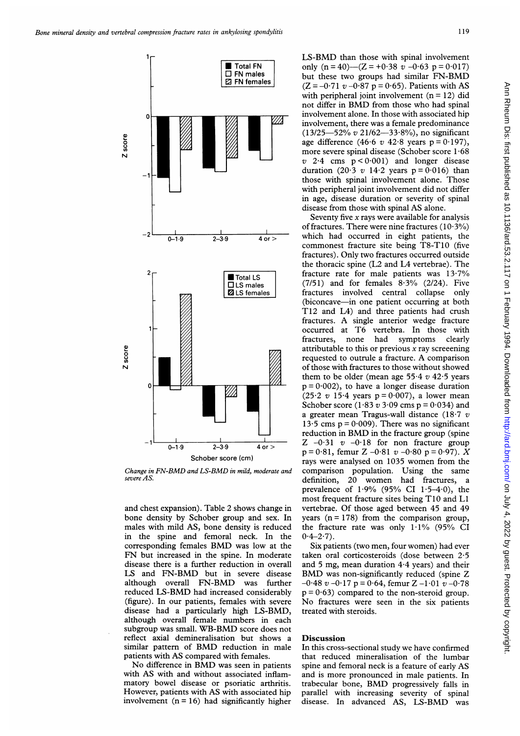Change in FN-BMD and LS-BMD in mild, moderate and severe AS.

and chest expansion). Table 2 shows change in bone density by Schober group and sex. In males with mild AS, bone density is reduced in the spine and femoral neck. In the corresponding females BMD was low at the FN but increased in the spine. In moderate disease there is a further reduction in overall LS and FN-BMD but in severe disease although overall FN-BMD was further reduced LS-BMD had increased considerably (figure). In our patients, females with severe disease had a particularly high LS-BMD, although overall female numbers in each subgroup was small. WB-BMD score does not reflect axial demineralisation but shows a similar pattern of BMD reduction in male patients with AS compared with females.

No difference in BMD was seen in patients with AS with and without associated inflammatory bowel disease or psoriatic arthritis. However, patients with AS with associated hip involvement (n = 16) had significantly higher LS-BMD than those with spinal involvement only (n = 40)—(Z = +0·38 v −0·63 p = 0·017) but these two groups had similar FN-BMD (Z = −0·71 v −0·87 p = 0·65). Patients with AS with peripheral joint involvement (n = 12) did not differ in BMD from those who had spinal involvement alone. In those with associated hip involvement, there was a female predominance (13/25—52% v 21/62—33·8%), no significant age difference (46·6 v 42·8 years p = 0·197), more severe spinal disease (Schober score 1·68 v 2·4 cms p < 0·001) and longer disease duration (20·3 v 14·2 years p = 0·016) than those with spinal involvement alone. Those with peripheral joint involvement did not differ in age, disease duration or severity of spinal disease from those with spinal AS alone.

Seventy five *x* rays were available for analysis of fractures. There were nine fractures (10·3%) which had occurred in eight patients, the commonest fracture site being T8-T10 (five fractures). Only two fractures occurred outside the thoracic spine (L2 and L4 vertebrae). The fracture rate for male patients was 13·7% (7/51) and for females 8·3% (2/24). Five fractures involved central collapse only (biconcave—in one patient occurring at both T12 and L4) and three patients had crush fractures. A single anterior wedge fracture occurred at T6 vertebra. In those with fractures, none had symptoms clearly attributable to this or previous *x* ray screeening requested to outrule a fracture. A comparison of those with fractures to those without showed them to be older (mean age 55·4 v 42·5 years p = 0·002), to have a longer disease duration (25·2 v 15·4 years p = 0·007), a lower mean Schober score (1·83 v 3·09 cms p = 0·034) and a greater mean Tragus-wall distance (18·7 v 13·5 cms p = 0·009). There was no significant reduction in BMD in the fracture group (spine Z −0·31 v −0·18 for non fracture group p = 0·81, femur Z −0·81 v −0·80 p = 0·97). *X* rays were analysed on 1035 women from the comparison population. Using the same definition, 20 women had fractures, a prevalence of 1·9% (95% CI 1·5–4·0), the most frequent fracture sites being T10 and L1 vertebrae. Of those aged between 45 and 49 years (n = 178) from the comparison group, the fracture rate was only 1·1% (95% CI 0·4–2·7).

Six patients (two men, four women) had ever taken oral corticosteroids (dose between 2·5 and 5 mg, mean duration 4·4 years) and their BMD was non-significantly reduced (spine Z −0·48 v −0·17 p = 0·64, femur Z −1·01 v −0·78 p = 0·63) compared to the non-steroid group. No fractures were seen in the six patients treated with steroids.

## Discussion

In this cross-sectional study we have confirmed that reduced mineralisation of the lumbar spine and femoral neck is a feature of early AS and is more pronounced in male patients. In trabecular bone, BMD progressively falls in parallel with increasing severity of spinal disease. In advanced AS, LS-BMD was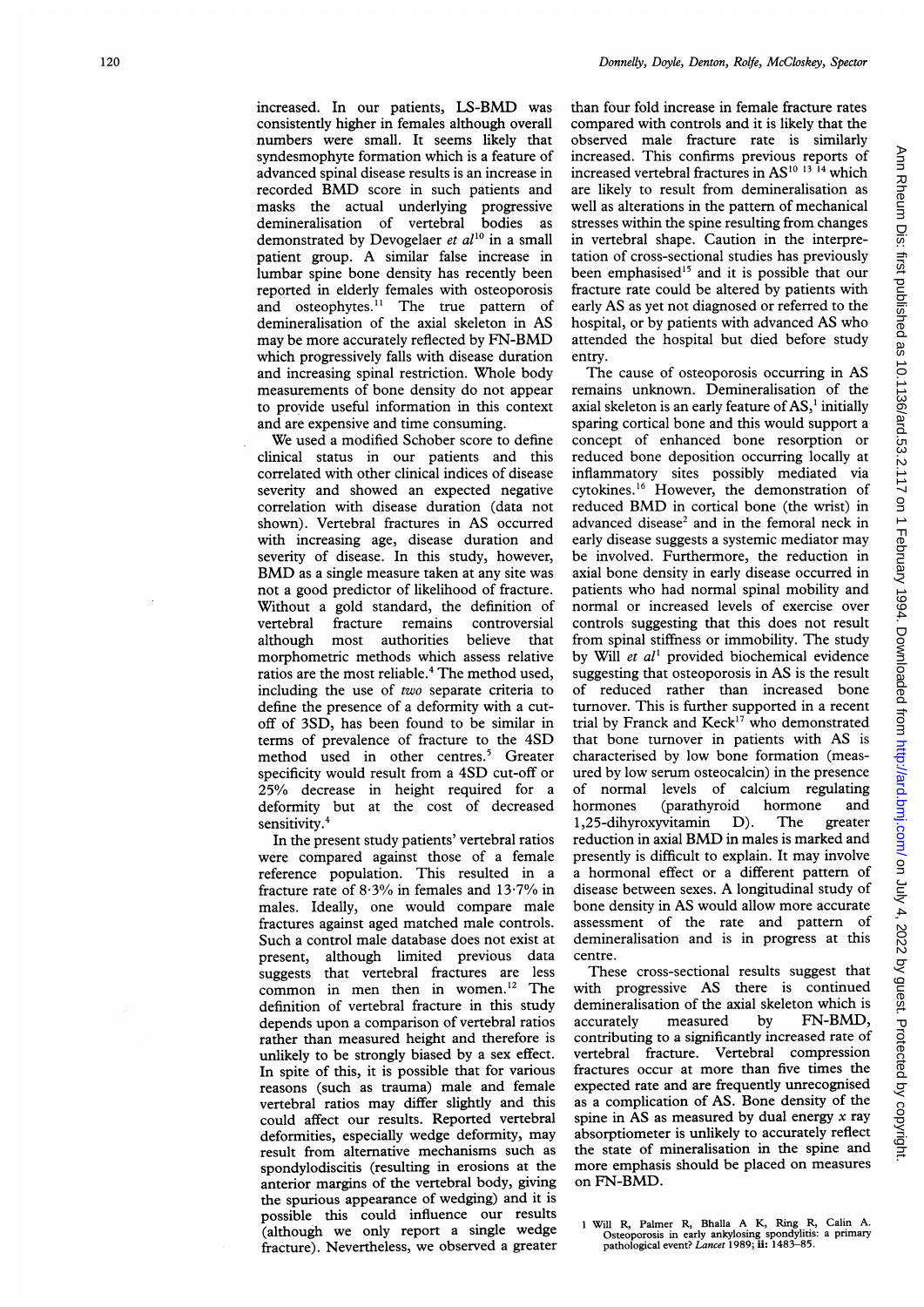increased. In our patients, LS-BMD was consistently higher in females although overall numbers were small. It seems likely that syndesmophyte formation which is a feature of advanced spinal disease results is an increase in recorded BMD score in such patients and masks the actual underlying progressive demineralisation of vertebral bodies as demonstrated by Devogelaer *et al*[10] in a small patient group. A similar false increase in lumbar spine bone density has recently been reported in elderly females with osteoporosis and osteophytes.[11] The true pattern of demineralisation of the axial skeleton in AS may be more accurately reflected by FN-BMD which progressively falls with disease duration and increasing spinal restriction. Whole body measurements of bone density do not appear to provide useful information in this context and are expensive and time consuming.

We used a modified Schober score to define clinical status in our patients and this correlated with other clinical indices of disease severity and showed an expected negative correlation with disease duration (data not shown). Vertebral fractures in AS occurred with increasing age, disease duration and severity of disease. In this study, however, BMD as a single measure taken at any site was not a good predictor of likelihood of fracture. Without a gold standard, the definition of vertebral fracture remains controversial although most authorities believe that morphometric methods which assess relative ratios are the most reliable.[4] The method used, including the use of *two* separate criteria to define the presence of a deformity with a cutoff of 3SD, has been found to be similar in terms of prevalence of fracture to the 4SD method used in other centres.[5] Greater specificity would result from a 4SD cut-off or 25% decrease in height required for a deformity but at the cost of decreased sensitivity.[4]

In the present study patients' vertebral ratios were compared against those of a female reference population. This resulted in a fracture rate of 8·3% in females and 13·7% in males. Ideally, one would compare male fractures against aged matched male controls. Such a control male database does not exist at present, although limited previous data suggests that vertebral fractures are less common in men then in women.[12] The definition of vertebral fracture in this study depends upon a comparison of vertebral ratios rather than measured height and therefore is unlikely to be strongly biased by a sex effect. In spite of this, it is possible that for various reasons (such as trauma) male and female vertebral ratios may differ slightly and this could affect our results. Reported vertebral deformities, especially wedge deformity, may result from alternative mechanisms such as spondylodiscitis (resulting in erosions at the anterior margins of the vertebral body, giving the spurious appearance of wedging) and it is possible this could influence our results (although we only report a single wedge fracture). Nevertheless, we observed a greater than four fold increase in female fracture rates compared with controls and it is likely that the observed male fracture rate is similarly increased. This confirms previous reports of increased vertebral fractures in AS[10 13 14] which are likely to result from demineralisation as well as alterations in the pattern of mechanical stresses within the spine resulting from changes in vertebral shape. Caution in the interpretation of cross-sectional studies has previously been emphasised[15] and it is possible that our fracture rate could be altered by patients with early AS as yet not diagnosed or referred to the hospital, or by patients with advanced AS who attended the hospital but died before study entry.

The cause of osteoporosis occurring in AS remains unknown. Demineralisation of the axial skeleton is an early feature of AS,[1] initially sparing cortical bone and this would support a concept of enhanced bone resorption or reduced bone deposition occurring locally at inflammatory sites possibly mediated via cytokines.[16] However, the demonstration of reduced BMD in cortical bone (the wrist) in advanced disease[2] and in the femoral neck in early disease suggests a systemic mediator may be involved. Furthermore, the reduction in axial bone density in early disease occurred in patients who had normal spinal mobility and normal or increased levels of exercise over controls suggesting that this does not result from spinal stiffness or immobility. The study by Will *et al*[1] provided biochemical evidence suggesting that osteoporosis in AS is the result of reduced rather than increased bone turnover. This is further supported in a recent trial by Franck and Keck[17] who demonstrated that bone turnover in patients with AS is characterised by low bone formation (measured by low serum osteocalcin) in the presence of normal levels of calcium regulating hormones (parathyroid hormone and 1,25-dihyroxyvitamin D). The greater reduction in axial BMD in males is marked and presently is difficult to explain. It may involve a hormonal effect or a different pattern of disease between sexes. A longitudinal study of bone density in AS would allow more accurate assessment of the rate and pattern of demineralisation and is in progress at this centre.

These cross-sectional results suggest that with progressive AS there is continued demineralisation of the axial skeleton which is accurately measured by FN-BMD, contributing to a significantly increased rate of vertebral fracture. Vertebral compression fractures occur at more than five times the expected rate and are frequently unrecognised as a complication of AS. Bone density of the spine in AS as measured by dual energy *x* ray absorptiometer is unlikely to accurately reflect the state of mineralisation in the spine and more emphasis should be placed on measures on FN-BMD.

1 Will R, Palmer R, Bhalla A K, Ring R, Calin A. Osteoporosis in early ankylosing spondylitis: a primary pathological event? *Lancet* 1989; **ii:** 1483–85.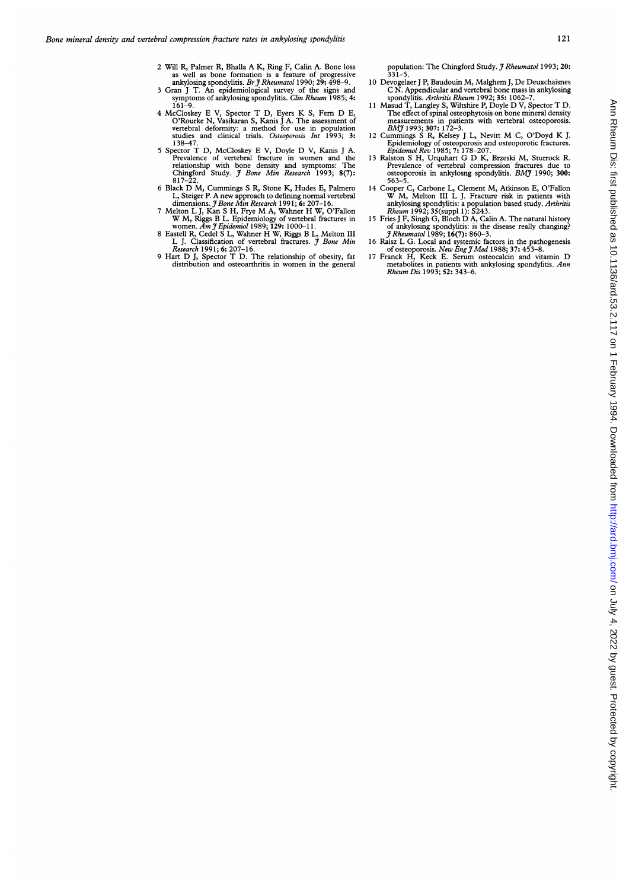2 Will R, Palmer R, Bhalla A K, Ring F, Calin A. Bone loss as well as bone formation is a feature of progressive ankylosing spondylitis. *Br J Rheumatol* 1990; **29:** 498–9.

3 Gran J T. An epidemiological survey of the signs and symptoms of ankylosing spondylitis. *Clin Rheum* 1985; **4:** 161–9.

4 McCloskey E V, Spector T D, Eyers K S, Fern D E, O'Rourke N, Vasikaran S, Kanis J A. The assessment of vertebral deformity: a method for use in population studies and clinical trials. *Osteoporosis Int* 1993; **3:** 138–47.

5 Spector T D, McCloskey E V, Doyle D V, Kanis J A. Prevalence of vertebral fracture in women and the relationship with bone density and symptoms: The Chingford Study. *J Bone Min Research* 1993; **8(7):** 817–22.

6 Black D M, Cummings S R, Stone K, Hudes E, Palmero L, Steiger P. A new approach to defining normal vertebral dimensions. *J Bone Min Research* 1991; **6:** 207–16.

7 Melton L J, Kan S H, Frye M A, Wahner H W, O'Fallon W M, Riggs B L. Epidemiology of vertebral fractures in women. *Am J Epidemiol* 1989; **129:** 1000–11.

8 Eastell R, Cedel S L, Wahner H W, Riggs B L, Melton III L J. Classification of vertebral fractures. *J Bone Min Research* 1991; **6:** 207–16.

9 Hart D J, Spector T D. The relationship of obesity, fat distribution and osteoarthritis in women in the general population: The Chingford Study. *J Rheumatol* 1993; **20:** 331–5.

10 Devogelaer J P, Baudouin M, Malghem J, De Deuxchaisnes C N. Appendicular and vertebral bone mass in ankylosing spondylitis. *Arthritis Rheum* 1992; **35:** 1062–7.

11 Masud T, Langley S, Wiltshire P, Doyle D V, Spector T D. The effect of spinal osteophytosis on bone mineral density measurements in patients with vertebral osteoporosis. *BMJ* 1993; **307:** 172–3.

12 Cummings S R, Kelsey J L, Nevitt M C, O'Doyd K J. Epidemiology of osteoporosis and osteoporotic fractures. *Epidemiol Rev* 1985; **7:** 178–207.

13 Ralston S H, Urquhart G D K, Brzeski M, Sturrock R. Prevalence of vertebral compression fractures due to osteoporosis in ankylosng spondylitis. *BMJ* 1990; **300:** 563–5.

14 Cooper C, Carbone L, Clement M, Atkinson E, O'Fallon W M, Melton III L J. Fracture risk in patients with ankylosing spondylitis: a population based study. *Arthritis Rheum* 1992; **35**(suppl 1): S243.

15 Fries J F, Singh G, Bloch D A, Calin A. The natural history of ankylosing spondylitis: is the disease really changing? *J Rheumatol* 1989; **16(7):** 860–3.

16 Raisz L G. Local and systemic factors in the pathogenesis of osteoporosis. *New Eng J Med* 1988; **37:** 453–8.

17 Franck H, Keck E. Serum osteocalcin and vitamin D metabolites in patients with ankylosing spondylitis. *Ann Rheum Dis* 1993; **52:** 343–6.